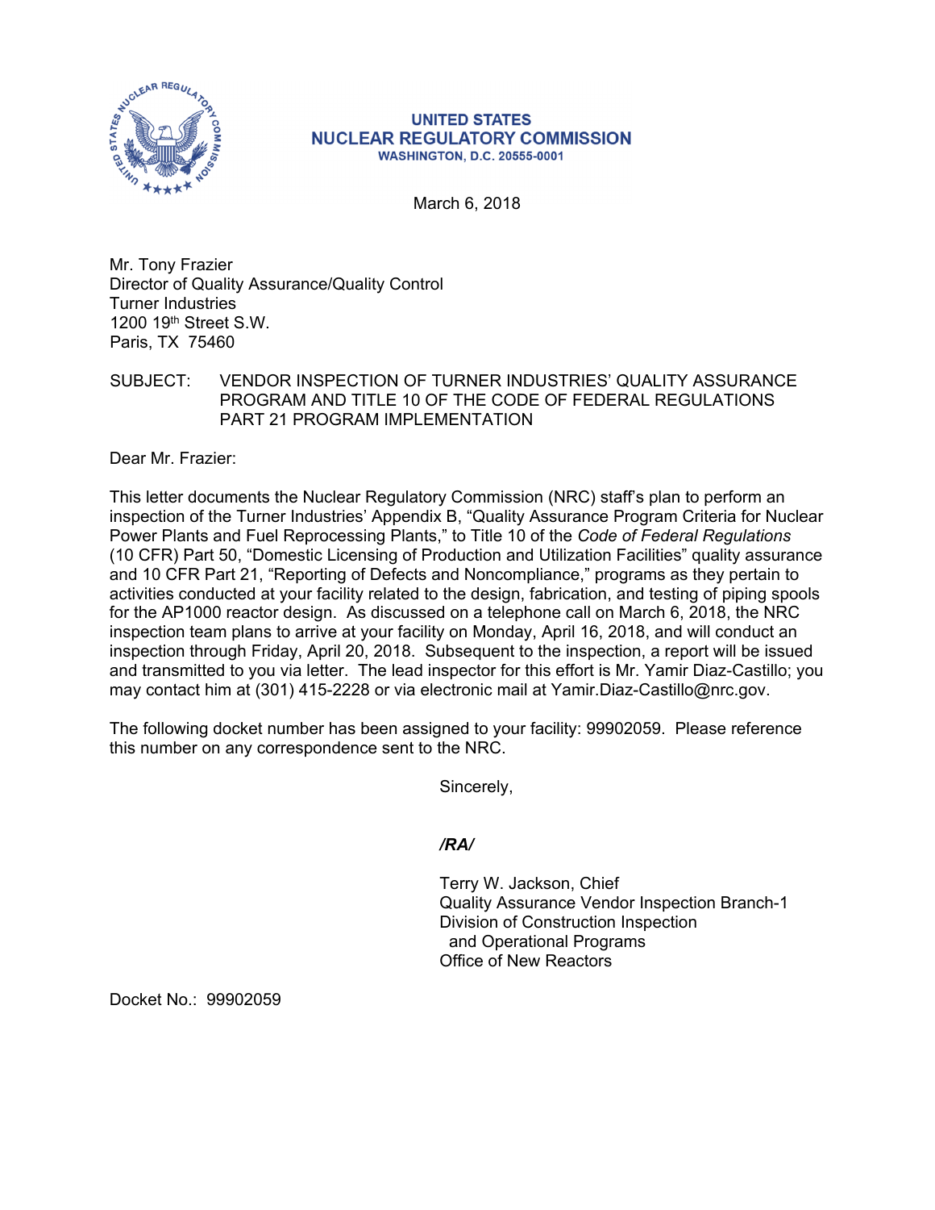**UNITED STATES**
**NUCLEAR REGULATORY COMMISSION**
**WASHINGTON, D.C. 20555-0001**

March 6, 2018

Mr. Tony Frazier
Director of Quality Assurance/Quality Control
Turner Industries
1200 19th Street S.W.
Paris, TX 75460

SUBJECT: VENDOR INSPECTION OF TURNER INDUSTRIES' QUALITY ASSURANCE PROGRAM AND TITLE 10 OF THE CODE OF FEDERAL REGULATIONS PART 21 PROGRAM IMPLEMENTATION

Dear Mr. Frazier:

This letter documents the Nuclear Regulatory Commission (NRC) staff's plan to perform an inspection of the Turner Industries' Appendix B, "Quality Assurance Program Criteria for Nuclear Power Plants and Fuel Reprocessing Plants," to Title 10 of the *Code of Federal Regulations* (10 CFR) Part 50, "Domestic Licensing of Production and Utilization Facilities" quality assurance and 10 CFR Part 21, "Reporting of Defects and Noncompliance," programs as they pertain to activities conducted at your facility related to the design, fabrication, and testing of piping spools for the AP1000 reactor design. As discussed on a telephone call on March 6, 2018, the NRC inspection team plans to arrive at your facility on Monday, April 16, 2018, and will conduct an inspection through Friday, April 20, 2018. Subsequent to the inspection, a report will be issued and transmitted to you via letter. The lead inspector for this effort is Mr. Yamir Diaz-Castillo; you may contact him at (301) 415-2228 or via electronic mail at Yamir.Diaz-Castillo@nrc.gov.

The following docket number has been assigned to your facility: 99902059. Please reference this number on any correspondence sent to the NRC.

Sincerely,

***/RA/***

Terry W. Jackson, Chief
Quality Assurance Vendor Inspection Branch-1
Division of Construction Inspection
and Operational Programs
Office of New Reactors

Docket No.: 99902059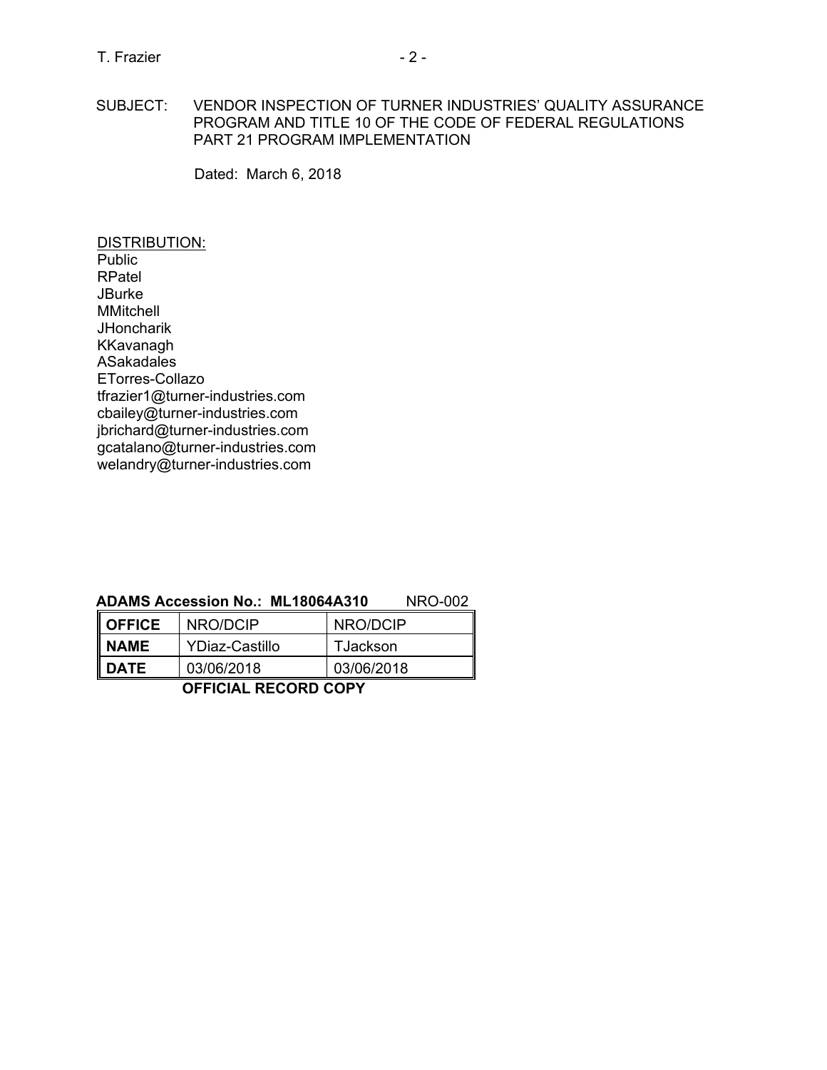SUBJECT: VENDOR INSPECTION OF TURNER INDUSTRIES' QUALITY ASSURANCE PROGRAM AND TITLE 10 OF THE CODE OF FEDERAL REGULATIONS PART 21 PROGRAM IMPLEMENTATION

Dated: March 6, 2018

DISTRIBUTION:
Public
RPatel
JBurke
MMitchell
JHoncharik
KKavanagh
ASakadales
ETorres-Collazo
tfrazier1@turner-industries.com
cbailey@turner-industries.com
jbrichard@turner-industries.com
gcatalano@turner-industries.com
welandry@turner-industries.com

**ADAMS Accession No.: ML18064A310** NRO-002

| **OFFICE** | NRO/DCIP | NRO/DCIP |
|---|---|---|
| **NAME** | YDiaz-Castillo | TJackson |
| **DATE** | 03/06/2018 | 03/06/2018 |

**OFFICIAL RECORD COPY**